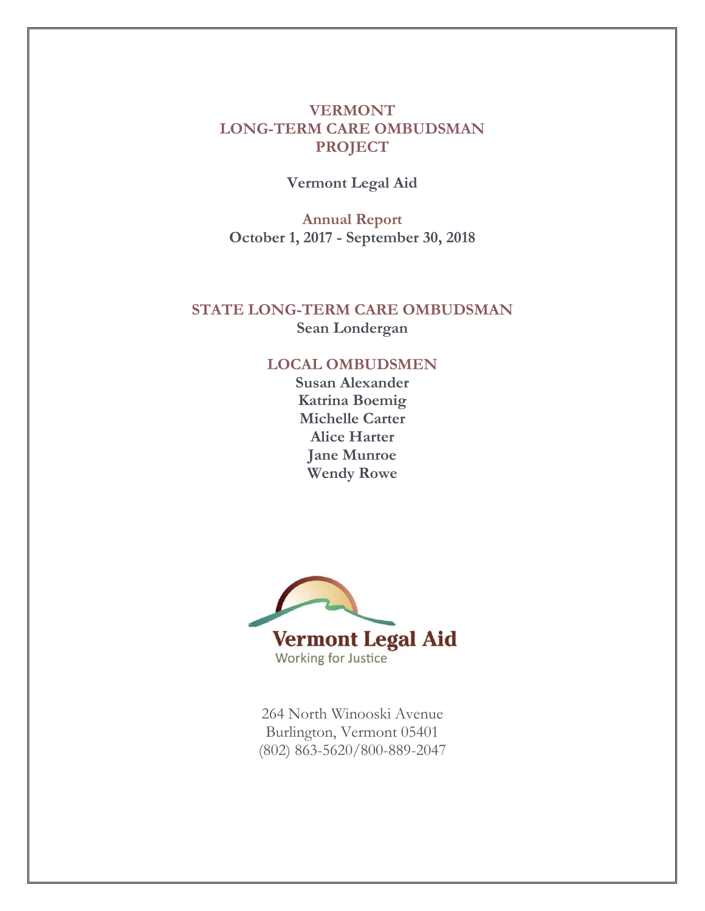# VERMONT
# LONG-TERM CARE OMBUDSMAN
# PROJECT

**Vermont Legal Aid**

## Annual Report
**October 1, 2017 - September 30, 2018**

## STATE LONG-TERM CARE OMBUDSMAN
**Sean Londergan**

## LOCAL OMBUDSMEN
**Susan Alexander**
**Katrina Boemig**
**Michelle Carter**
**Alice Harter**
**Jane Munroe**
**Wendy Rowe**

**Vermont Legal Aid**
Working for Justice

264 North Winooski Avenue
Burlington, Vermont 05401
(802) 863-5620/800-889-2047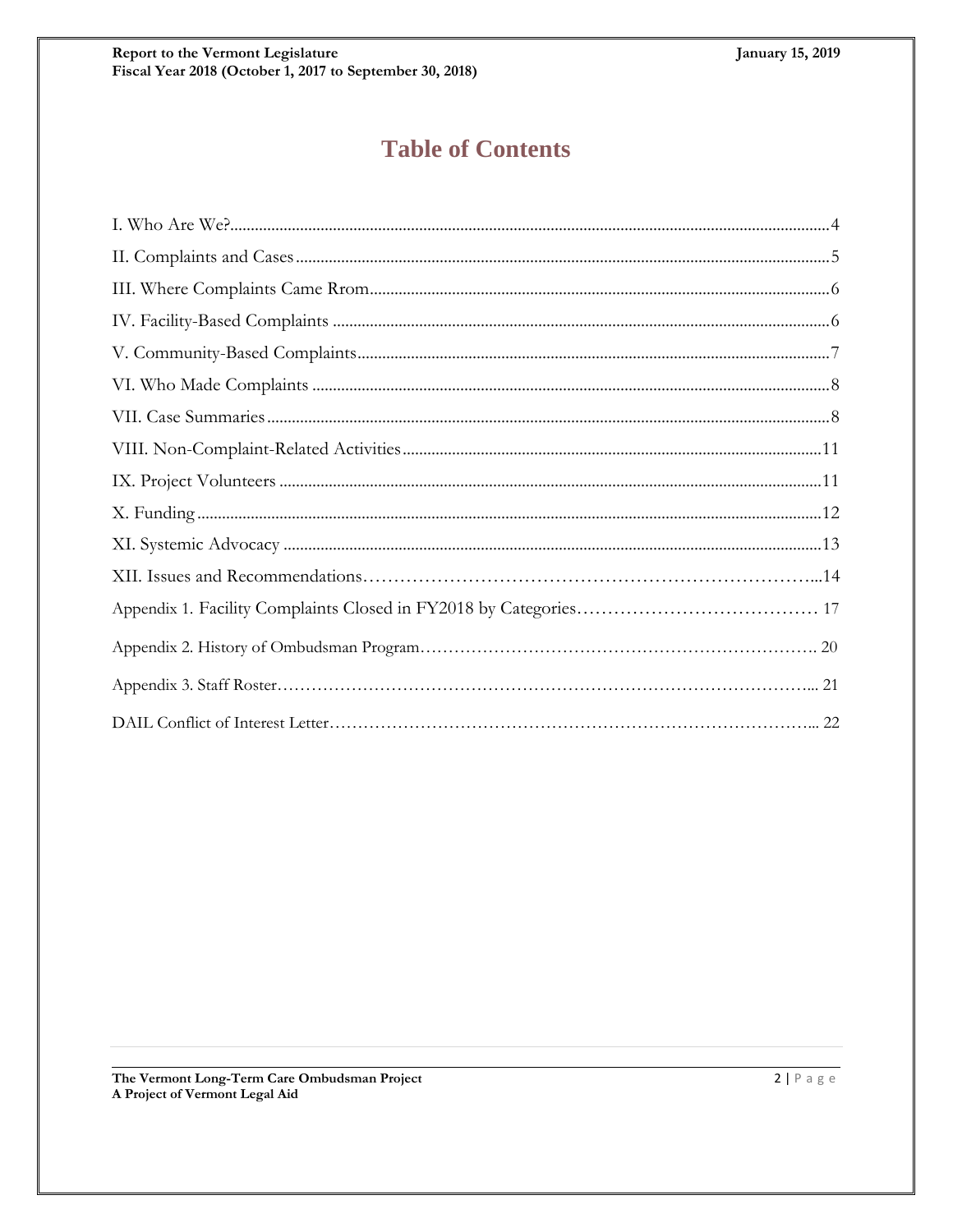# Table of Contents

I. Who Are We?....................................................................................................4

II. Complaints and Cases ......................................................................................5

III. Where Complaints Came Rrom.......................................................................6

IV. Facility-Based Complaints ..............................................................................6

V. Community-Based Complaints.........................................................................7

VI. Who Made Complaints ...................................................................................8

VII. Case Summaries.............................................................................................8

VIII. Non-Complaint-Related Activities...............................................................11

IX. Project Volunteers .........................................................................................11

X. Funding...........................................................................................................12

XI. Systemic Advocacy .......................................................................................13

XII. Issues and Recommendations…………………………………………………...14

Appendix 1. Facility Complaints Closed in FY2018 by Categories………………………… 17

Appendix 2. History of Ombudsman Program……………………………………………. 20

Appendix 3. Staff Roster……………………………………………………………………... 21

DAIL Conflict of Interest Letter……………………………………………………………... 22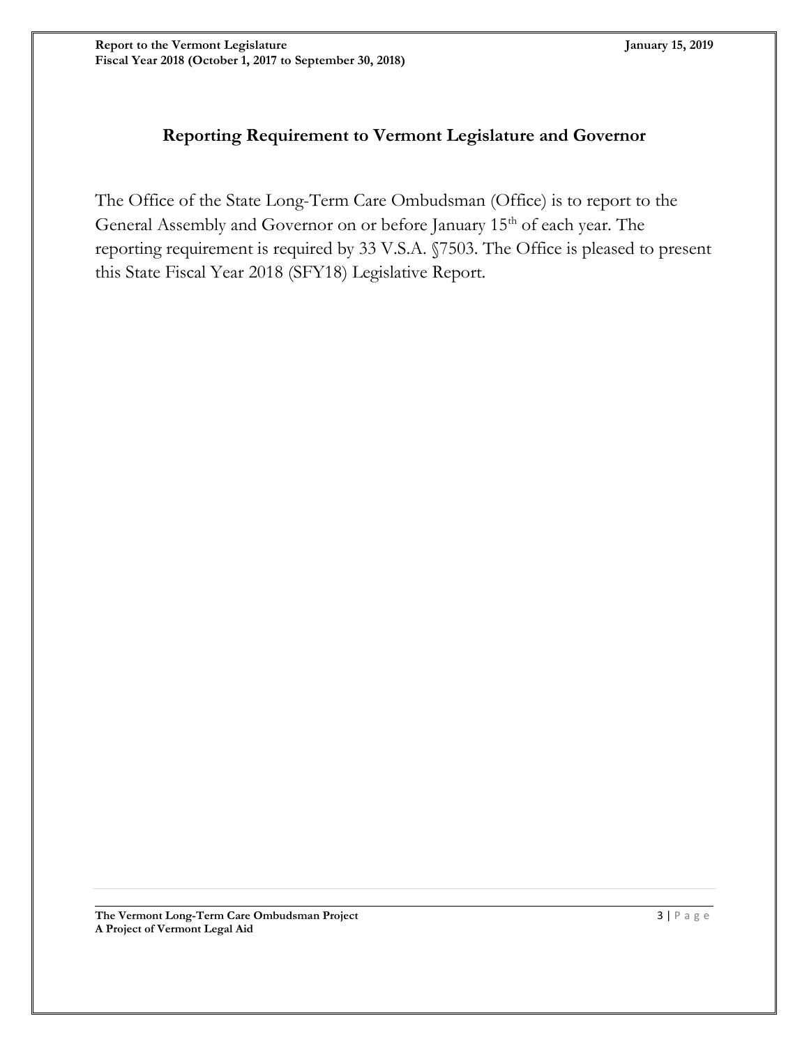## Reporting Requirement to Vermont Legislature and Governor

The Office of the State Long-Term Care Ombudsman (Office) is to report to the General Assembly and Governor on or before January 15th of each year. The reporting requirement is required by 33 V.S.A. §7503. The Office is pleased to present this State Fiscal Year 2018 (SFY18) Legislative Report.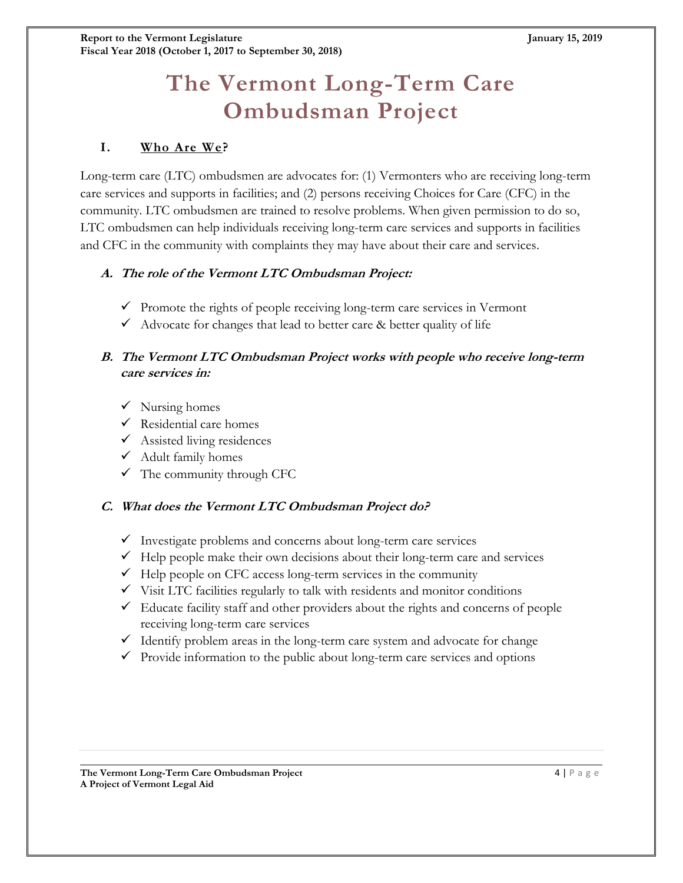# The Vermont Long-Term Care Ombudsman Project

## I. Who Are We?

Long-term care (LTC) ombudsmen are advocates for: (1) Vermonters who are receiving long-term care services and supports in facilities; and (2) persons receiving Choices for Care (CFC) in the community. LTC ombudsmen are trained to resolve problems. When given permission to do so, LTC ombudsmen can help individuals receiving long-term care services and supports in facilities and CFC in the community with complaints they may have about their care and services.

### A. *The role of the Vermont LTC Ombudsman Project:*

- ✓ Promote the rights of people receiving long-term care services in Vermont
- ✓ Advocate for changes that lead to better care & better quality of life

### B. *The Vermont LTC Ombudsman Project works with people who receive long-term care services in:*

- ✓ Nursing homes
- ✓ Residential care homes
- ✓ Assisted living residences
- ✓ Adult family homes
- ✓ The community through CFC

### C. *What does the Vermont LTC Ombudsman Project do?*

- ✓ Investigate problems and concerns about long-term care services
- ✓ Help people make their own decisions about their long-term care and services
- ✓ Help people on CFC access long-term services in the community
- ✓ Visit LTC facilities regularly to talk with residents and monitor conditions
- ✓ Educate facility staff and other providers about the rights and concerns of people receiving long-term care services
- ✓ Identify problem areas in the long-term care system and advocate for change
- ✓ Provide information to the public about long-term care services and options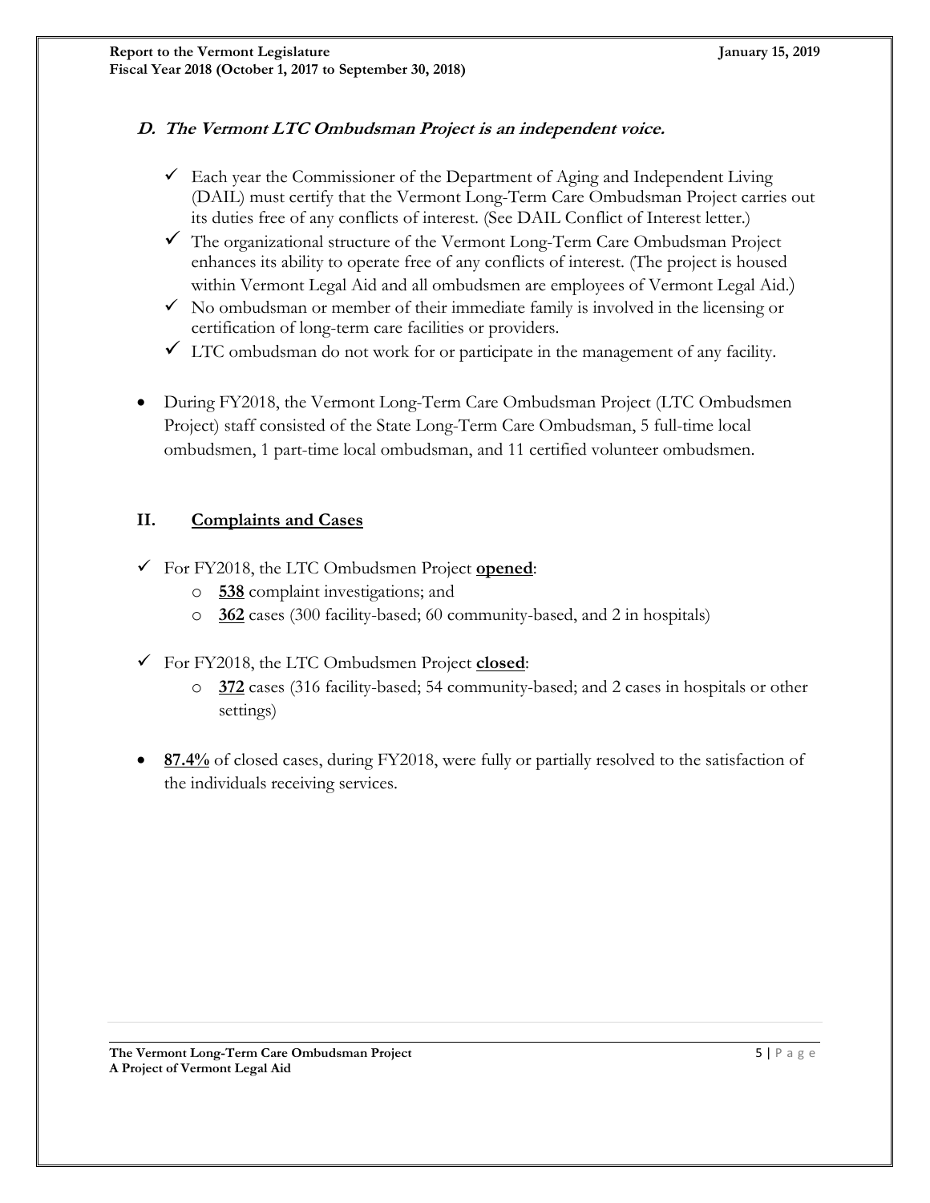### *D. The Vermont LTC Ombudsman Project is an independent voice.*

- ✓ Each year the Commissioner of the Department of Aging and Independent Living (DAIL) must certify that the Vermont Long-Term Care Ombudsman Project carries out its duties free of any conflicts of interest. (See DAIL Conflict of Interest letter.)
- ✓ The organizational structure of the Vermont Long-Term Care Ombudsman Project enhances its ability to operate free of any conflicts of interest. (The project is housed within Vermont Legal Aid and all ombudsmen are employees of Vermont Legal Aid.)
- ✓ No ombudsman or member of their immediate family is involved in the licensing or certification of long-term care facilities or providers.
- ✓ LTC ombudsman do not work for or participate in the management of any facility.

- During FY2018, the Vermont Long-Term Care Ombudsman Project (LTC Ombudsmen Project) staff consisted of the State Long-Term Care Ombudsman, 5 full-time local ombudsmen, 1 part-time local ombudsman, and 11 certified volunteer ombudsmen.

## II. Complaints and Cases

- ✓ For FY2018, the LTC Ombudsmen Project **opened**:
  - **538** complaint investigations; and
  - **362** cases (300 facility-based; 60 community-based, and 2 in hospitals)

- ✓ For FY2018, the LTC Ombudsmen Project **closed**:
  - **372** cases (316 facility-based; 54 community-based; and 2 cases in hospitals or other settings)

- **87.4%** of closed cases, during FY2018, were fully or partially resolved to the satisfaction of the individuals receiving services.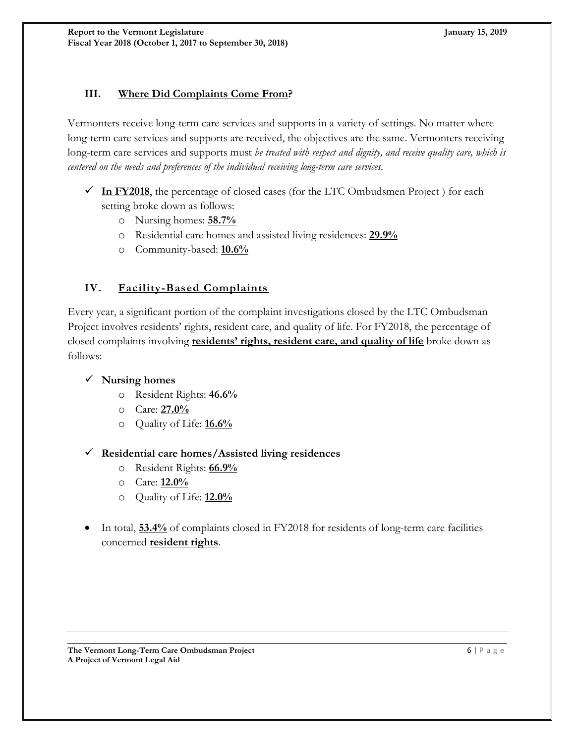## III. Where Did Complaints Come From?

Vermonters receive long-term care services and supports in a variety of settings. No matter where long-term care services and supports are received, the objectives are the same. Vermonters receiving long-term care services and supports must *be treated with respect and dignity, and receive quality care, which is centered on the needs and preferences of the individual receiving long-term care services*.

- ✓ **In FY2018**, the percentage of closed cases (for the LTC Ombudsmen Project ) for each setting broke down as follows:
  - Nursing homes: **58.7%**
  - Residential care homes and assisted living residences: **29.9%**
  - Community-based: **10.6%**

## IV. Facility-Based Complaints

Every year, a significant portion of the complaint investigations closed by the LTC Ombudsman Project involves residents' rights, resident care, and quality of life. For FY2018, the percentage of closed complaints involving **residents' rights, resident care, and quality of life** broke down as follows:

- ✓ **Nursing homes**
  - Resident Rights: **46.6%**
  - Care: **27.0%**
  - Quality of Life: **16.6%**

- ✓ **Residential care homes/Assisted living residences**
  - Resident Rights: **66.9%**
  - Care: **12.0%**
  - Quality of Life: **12.0%**

- In total, **53.4%** of complaints closed in FY2018 for residents of long-term care facilities concerned **resident rights**.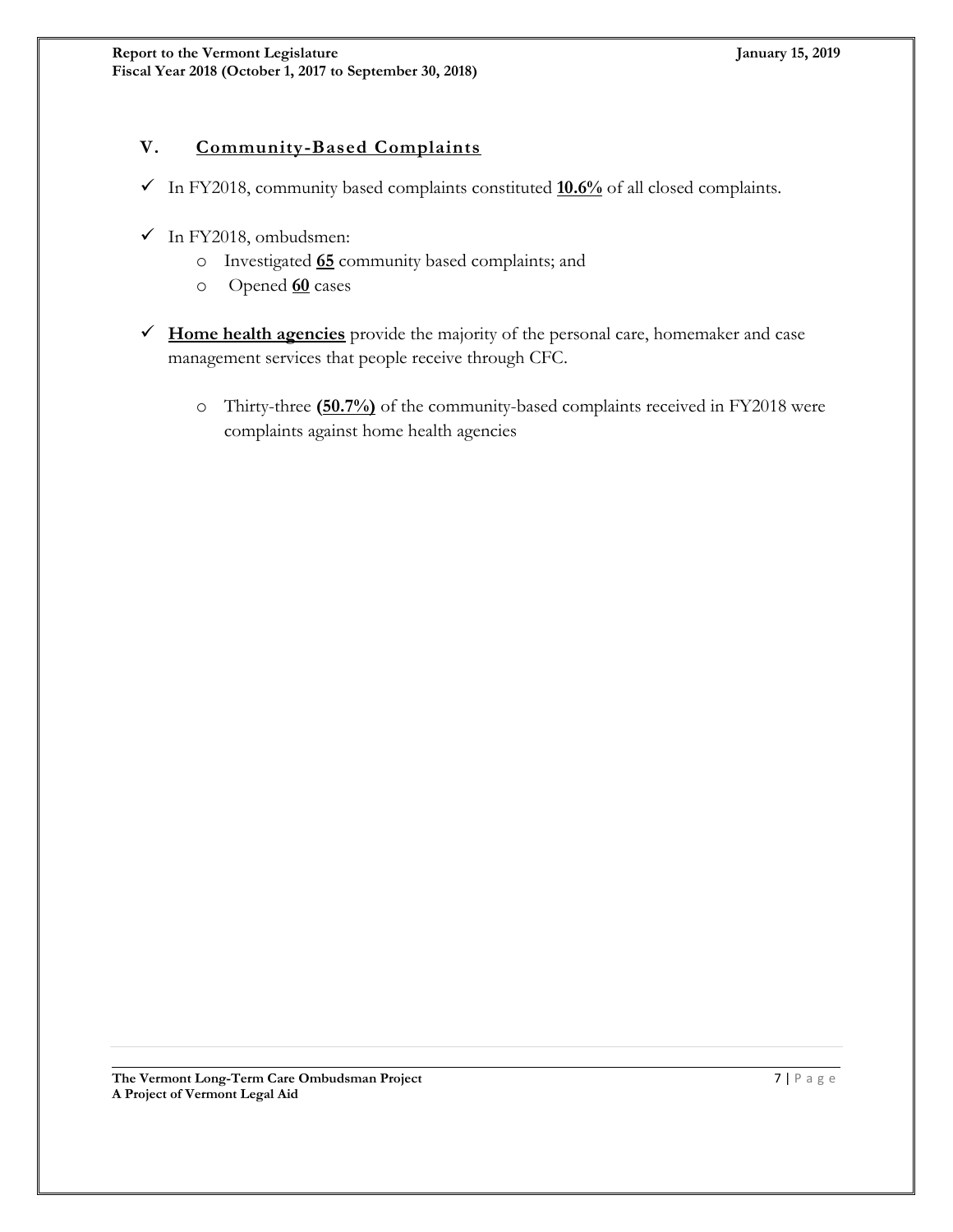## V. Community-Based Complaints

- In FY2018, community based complaints constituted **10.6%** of all closed complaints.
- In FY2018, ombudsmen:
  - Investigated **65** community based complaints; and
  - Opened **60** cases
- **Home health agencies** provide the majority of the personal care, homemaker and case management services that people receive through CFC.
  - Thirty-three **(50.7%)** of the community-based complaints received in FY2018 were complaints against home health agencies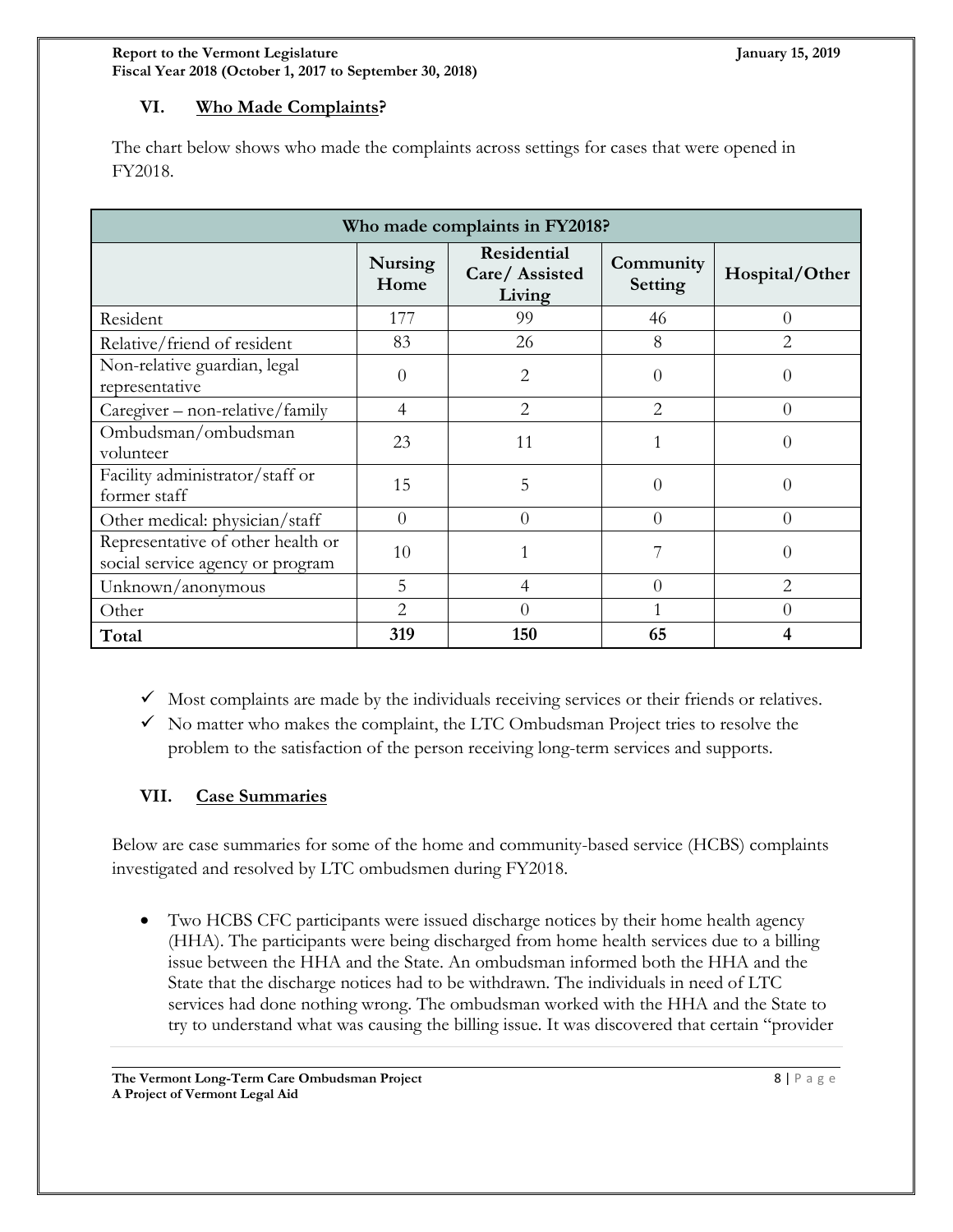## VI. Who Made Complaints?

The chart below shows who made the complaints across settings for cases that were opened in FY2018.

| Who made complaints in FY2018? | | | | |
|---|---|---|---|---|
| | **Nursing Home** | **Residential Care/ Assisted Living** | **Community Setting** | **Hospital/Other** |
| Resident | 177 | 99 | 46 | 0 |
| Relative/friend of resident | 83 | 26 | 8 | 2 |
| Non-relative guardian, legal representative | 0 | 2 | 0 | 0 |
| Caregiver – non-relative/family | 4 | 2 | 2 | 0 |
| Ombudsman/ombudsman volunteer | 23 | 11 | 1 | 0 |
| Facility administrator/staff or former staff | 15 | 5 | 0 | 0 |
| Other medical: physician/staff | 0 | 0 | 0 | 0 |
| Representative of other health or social service agency or program | 10 | 1 | 7 | 0 |
| Unknown/anonymous | 5 | 4 | 0 | 2 |
| Other | 2 | 0 | 1 | 0 |
| **Total** | **319** | **150** | **65** | **4** |

- ✓ Most complaints are made by the individuals receiving services or their friends or relatives.
- ✓ No matter who makes the complaint, the LTC Ombudsman Project tries to resolve the problem to the satisfaction of the person receiving long-term services and supports.

## VII. Case Summaries

Below are case summaries for some of the home and community-based service (HCBS) complaints investigated and resolved by LTC ombudsmen during FY2018.

- Two HCBS CFC participants were issued discharge notices by their home health agency (HHA). The participants were being discharged from home health services due to a billing issue between the HHA and the State. An ombudsman informed both the HHA and the State that the discharge notices had to be withdrawn. The individuals in need of LTC services had done nothing wrong. The ombudsman worked with the HHA and the State to try to understand what was causing the billing issue. It was discovered that certain "provider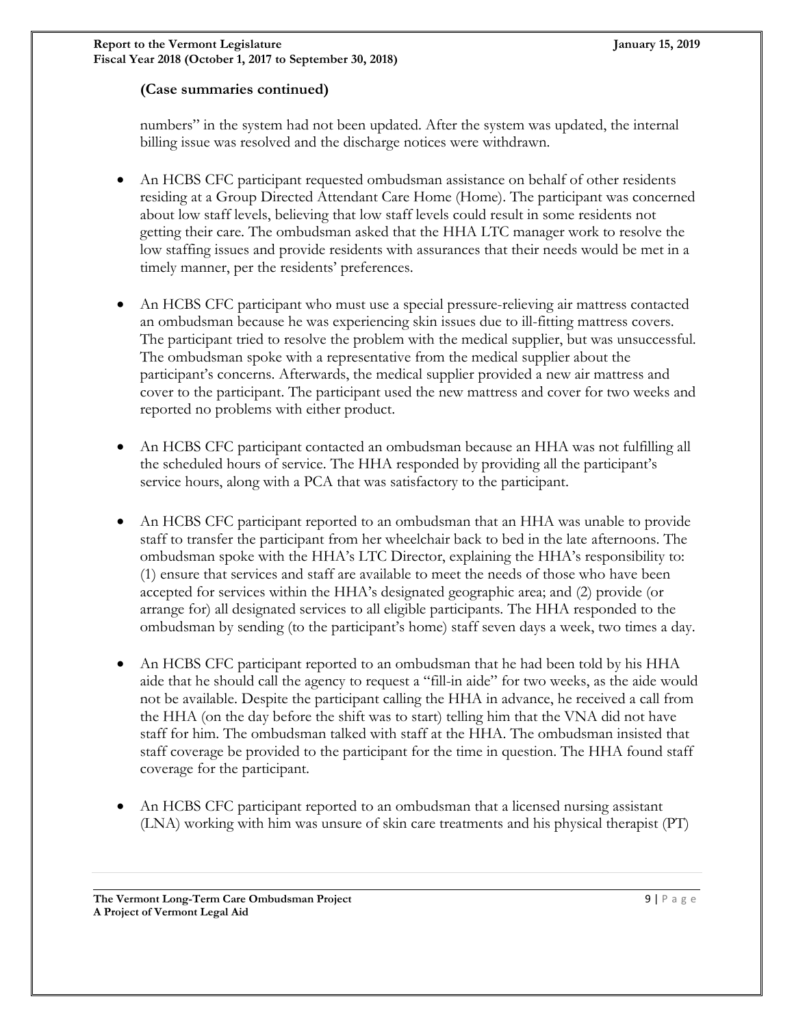**(Case summaries continued)**

numbers" in the system had not been updated. After the system was updated, the internal billing issue was resolved and the discharge notices were withdrawn.

- An HCBS CFC participant requested ombudsman assistance on behalf of other residents residing at a Group Directed Attendant Care Home (Home). The participant was concerned about low staff levels, believing that low staff levels could result in some residents not getting their care. The ombudsman asked that the HHA LTC manager work to resolve the low staffing issues and provide residents with assurances that their needs would be met in a timely manner, per the residents' preferences.

- An HCBS CFC participant who must use a special pressure-relieving air mattress contacted an ombudsman because he was experiencing skin issues due to ill-fitting mattress covers. The participant tried to resolve the problem with the medical supplier, but was unsuccessful. The ombudsman spoke with a representative from the medical supplier about the participant's concerns. Afterwards, the medical supplier provided a new air mattress and cover to the participant. The participant used the new mattress and cover for two weeks and reported no problems with either product.

- An HCBS CFC participant contacted an ombudsman because an HHA was not fulfilling all the scheduled hours of service. The HHA responded by providing all the participant's service hours, along with a PCA that was satisfactory to the participant.

- An HCBS CFC participant reported to an ombudsman that an HHA was unable to provide staff to transfer the participant from her wheelchair back to bed in the late afternoons. The ombudsman spoke with the HHA's LTC Director, explaining the HHA's responsibility to: (1) ensure that services and staff are available to meet the needs of those who have been accepted for services within the HHA's designated geographic area; and (2) provide (or arrange for) all designated services to all eligible participants. The HHA responded to the ombudsman by sending (to the participant's home) staff seven days a week, two times a day.

- An HCBS CFC participant reported to an ombudsman that he had been told by his HHA aide that he should call the agency to request a "fill-in aide" for two weeks, as the aide would not be available. Despite the participant calling the HHA in advance, he received a call from the HHA (on the day before the shift was to start) telling him that the VNA did not have staff for him. The ombudsman talked with staff at the HHA. The ombudsman insisted that staff coverage be provided to the participant for the time in question. The HHA found staff coverage for the participant.

- An HCBS CFC participant reported to an ombudsman that a licensed nursing assistant (LNA) working with him was unsure of skin care treatments and his physical therapist (PT)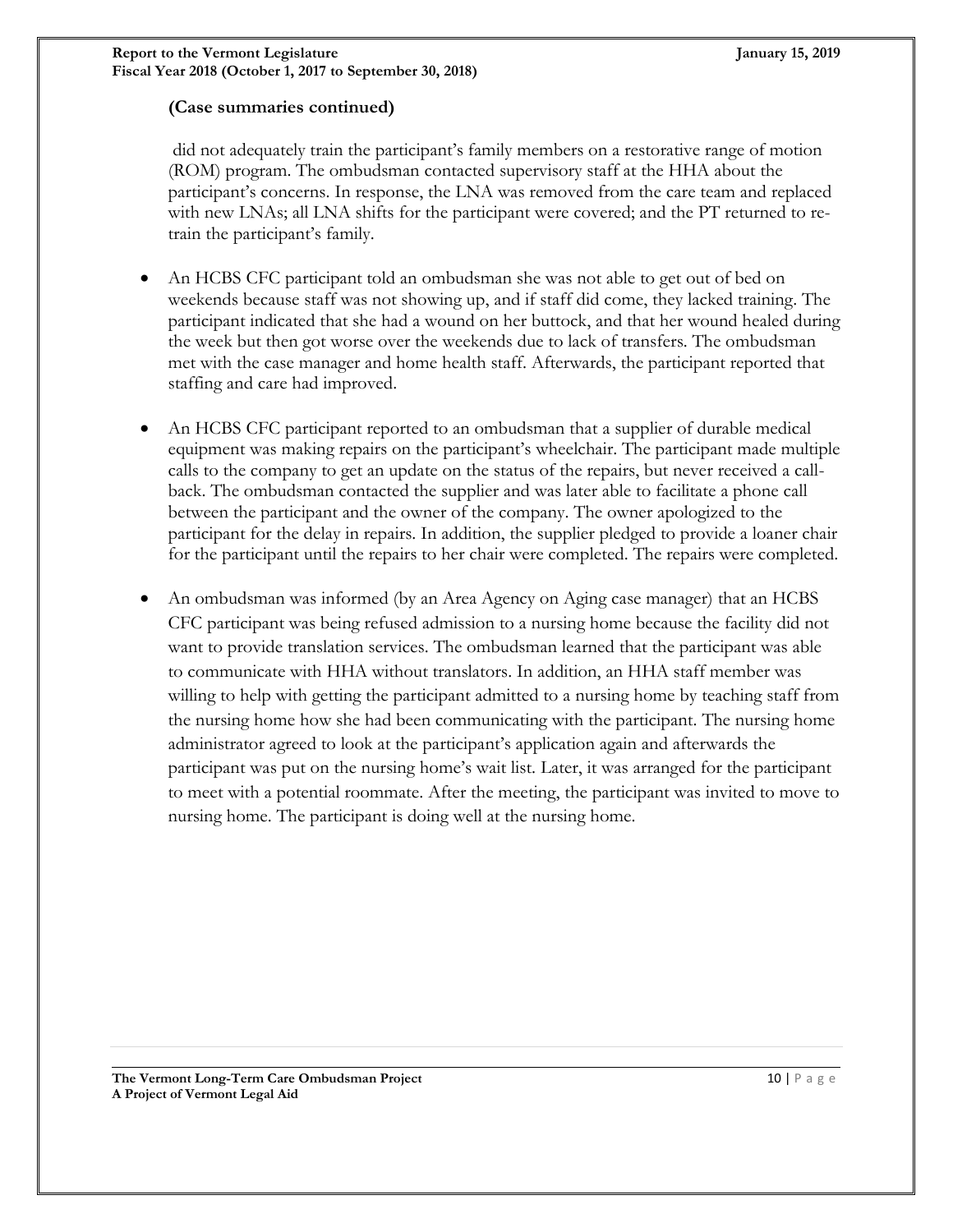**(Case summaries continued)**

did not adequately train the participant's family members on a restorative range of motion (ROM) program. The ombudsman contacted supervisory staff at the HHA about the participant's concerns. In response, the LNA was removed from the care team and replaced with new LNAs; all LNA shifts for the participant were covered; and the PT returned to re-train the participant's family.

- An HCBS CFC participant told an ombudsman she was not able to get out of bed on weekends because staff was not showing up, and if staff did come, they lacked training. The participant indicated that she had a wound on her buttock, and that her wound healed during the week but then got worse over the weekends due to lack of transfers. The ombudsman met with the case manager and home health staff. Afterwards, the participant reported that staffing and care had improved.

- An HCBS CFC participant reported to an ombudsman that a supplier of durable medical equipment was making repairs on the participant's wheelchair. The participant made multiple calls to the company to get an update on the status of the repairs, but never received a call-back. The ombudsman contacted the supplier and was later able to facilitate a phone call between the participant and the owner of the company. The owner apologized to the participant for the delay in repairs. In addition, the supplier pledged to provide a loaner chair for the participant until the repairs to her chair were completed. The repairs were completed.

- An ombudsman was informed (by an Area Agency on Aging case manager) that an HCBS CFC participant was being refused admission to a nursing home because the facility did not want to provide translation services. The ombudsman learned that the participant was able to communicate with HHA without translators. In addition, an HHA staff member was willing to help with getting the participant admitted to a nursing home by teaching staff from the nursing home how she had been communicating with the participant. The nursing home administrator agreed to look at the participant's application again and afterwards the participant was put on the nursing home's wait list. Later, it was arranged for the participant to meet with a potential roommate. After the meeting, the participant was invited to move to nursing home. The participant is doing well at the nursing home.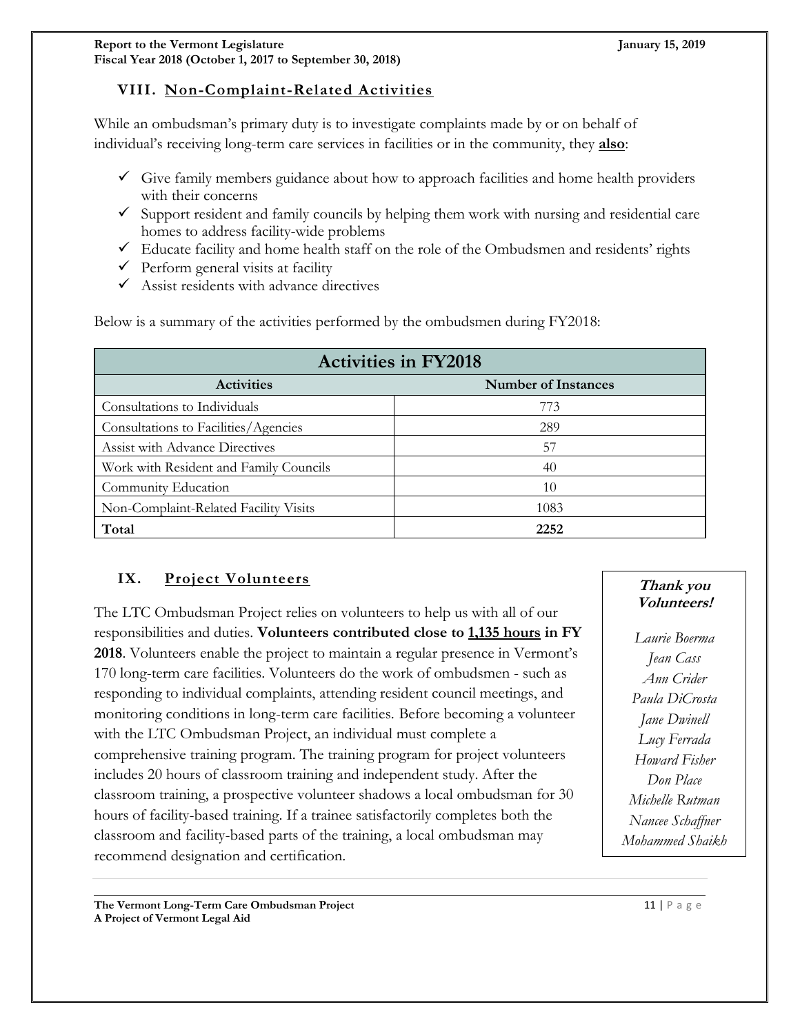## VIII. Non-Complaint-Related Activities

While an ombudsman's primary duty is to investigate complaints made by or on behalf of individual's receiving long-term care services in facilities or in the community, they **also**:

- ✓ Give family members guidance about how to approach facilities and home health providers with their concerns
- ✓ Support resident and family councils by helping them work with nursing and residential care homes to address facility-wide problems
- ✓ Educate facility and home health staff on the role of the Ombudsmen and residents' rights
- ✓ Perform general visits at facility
- ✓ Assist residents with advance directives

Below is a summary of the activities performed by the ombudsmen during FY2018:

| Activities in FY2018 | |
|---|---|
| **Activities** | **Number of Instances** |
| Consultations to Individuals | 773 |
| Consultations to Facilities/Agencies | 289 |
| Assist with Advance Directives | 57 |
| Work with Resident and Family Councils | 40 |
| Community Education | 10 |
| Non-Complaint-Related Facility Visits | 1083 |
| **Total** | **2252** |

## IX. Project Volunteers

The LTC Ombudsman Project relies on volunteers to help us with all of our responsibilities and duties. **Volunteers contributed close to <u>1,135 hours</u> in FY 2018**. Volunteers enable the project to maintain a regular presence in Vermont's 170 long-term care facilities. Volunteers do the work of ombudsmen - such as responding to individual complaints, attending resident council meetings, and monitoring conditions in long-term care facilities. Before becoming a volunteer with the LTC Ombudsman Project, an individual must complete a comprehensive training program. The training program for project volunteers includes 20 hours of classroom training and independent study. After the classroom training, a prospective volunteer shadows a local ombudsman for 30 hours of facility-based training. If a trainee satisfactorily completes both the classroom and facility-based parts of the training, a local ombudsman may recommend designation and certification.

***Thank you Volunteers!***

*Laurie Boerma*
*Jean Cass*
*Ann Crider*
*Paula DiCrosta*
*Jane Dwinell*
*Lucy Ferrada*
*Howard Fisher*
*Don Place*
*Michelle Rutman*
*Nancee Schaffner*
*Mohammed Shaikh*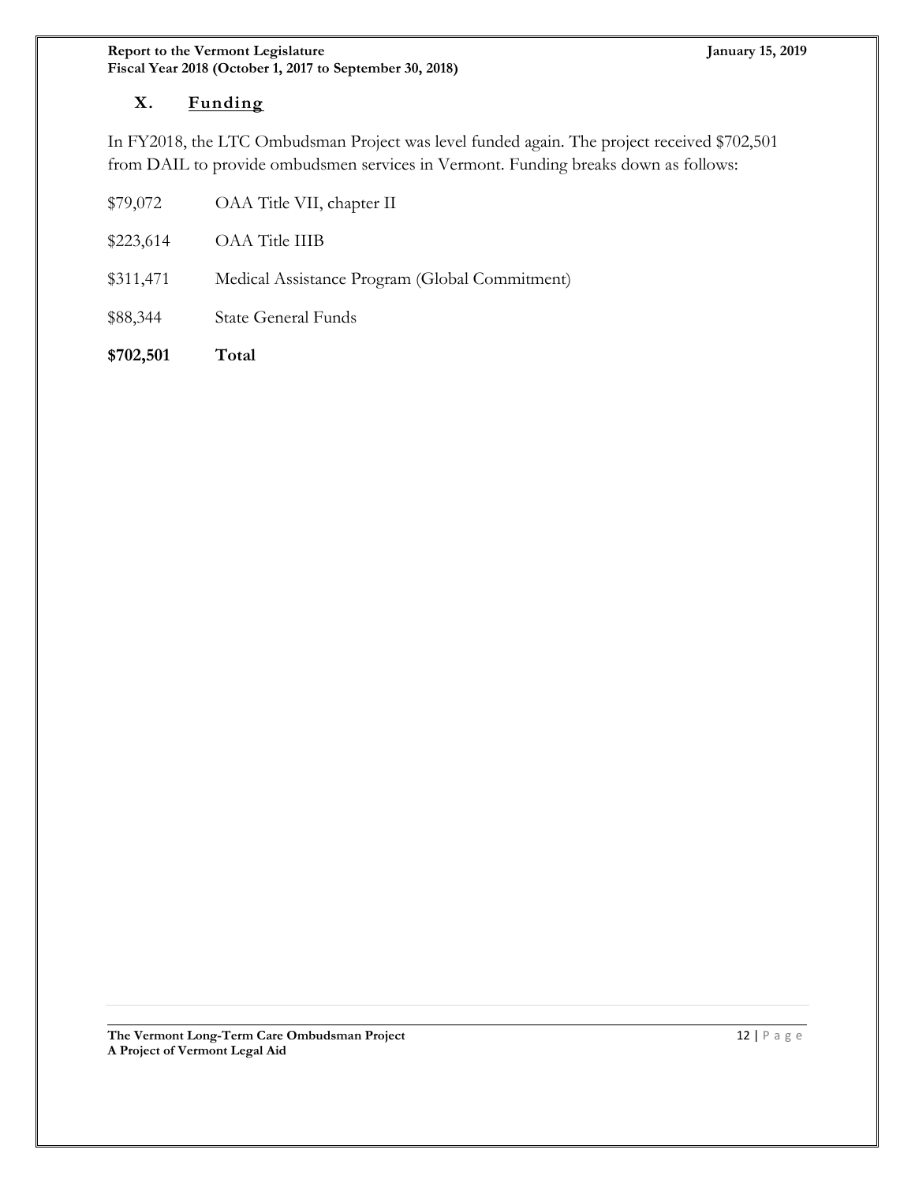## X. Funding

In FY2018, the LTC Ombudsman Project was level funded again. The project received $702,501 from DAIL to provide ombudsmen services in Vermont. Funding breaks down as follows:

| | |
|---|---|
| $79,072 | OAA Title VII, chapter II |
| $223,614 | OAA Title IIIB |
| $311,471 | Medical Assistance Program (Global Commitment) |
| $88,344 | State General Funds |
| **$702,501** | **Total** |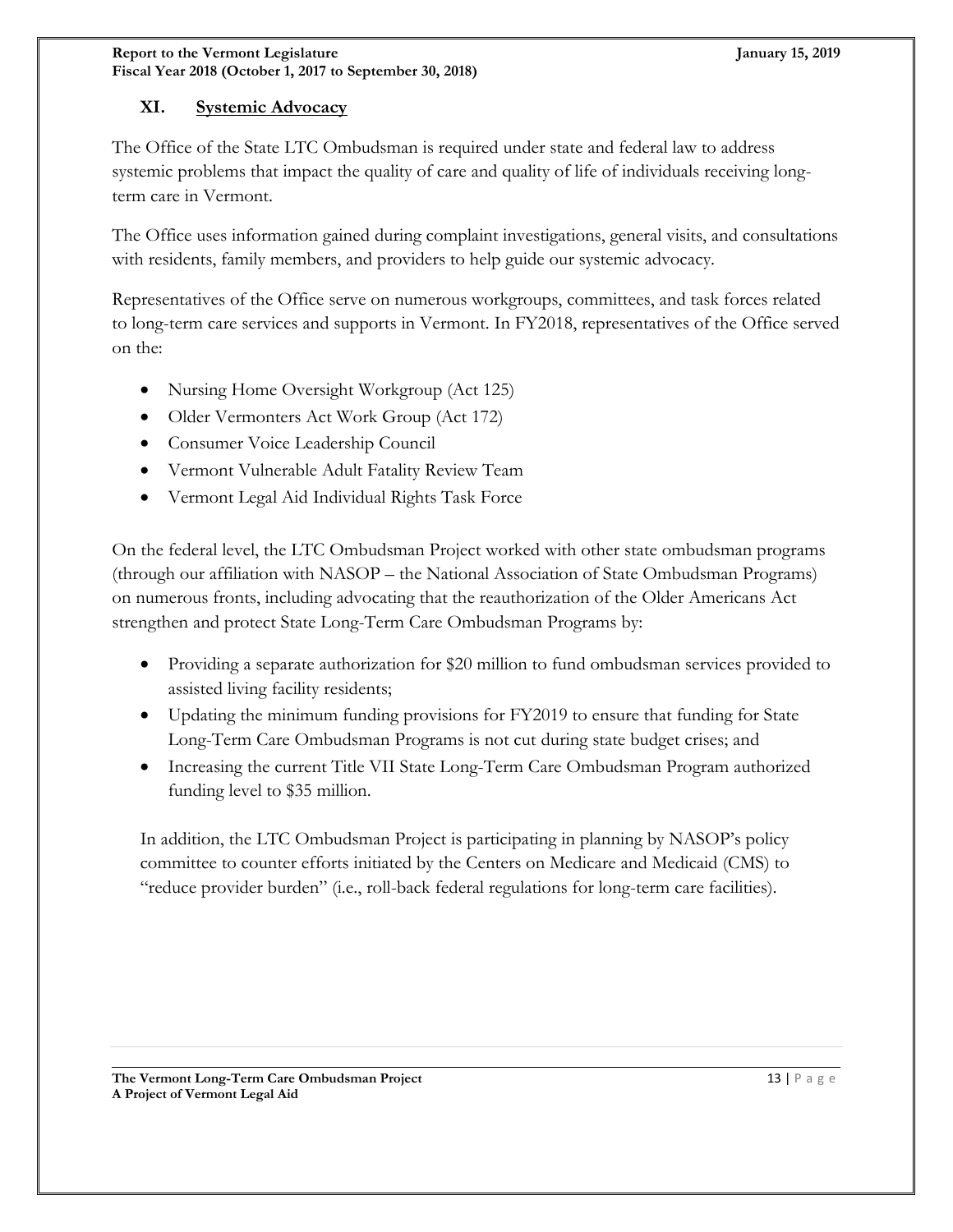## XI. Systemic Advocacy

The Office of the State LTC Ombudsman is required under state and federal law to address systemic problems that impact the quality of care and quality of life of individuals receiving long-term care in Vermont.

The Office uses information gained during complaint investigations, general visits, and consultations with residents, family members, and providers to help guide our systemic advocacy.

Representatives of the Office serve on numerous workgroups, committees, and task forces related to long-term care services and supports in Vermont. In FY2018, representatives of the Office served on the:

- Nursing Home Oversight Workgroup (Act 125)
- Older Vermonters Act Work Group (Act 172)
- Consumer Voice Leadership Council
- Vermont Vulnerable Adult Fatality Review Team
- Vermont Legal Aid Individual Rights Task Force

On the federal level, the LTC Ombudsman Project worked with other state ombudsman programs (through our affiliation with NASOP – the National Association of State Ombudsman Programs) on numerous fronts, including advocating that the reauthorization of the Older Americans Act strengthen and protect State Long-Term Care Ombudsman Programs by:

- Providing a separate authorization for $20 million to fund ombudsman services provided to assisted living facility residents;
- Updating the minimum funding provisions for FY2019 to ensure that funding for State Long-Term Care Ombudsman Programs is not cut during state budget crises; and
- Increasing the current Title VII State Long-Term Care Ombudsman Program authorized funding level to $35 million.

In addition, the LTC Ombudsman Project is participating in planning by NASOP's policy committee to counter efforts initiated by the Centers on Medicare and Medicaid (CMS) to "reduce provider burden" (i.e., roll-back federal regulations for long-term care facilities).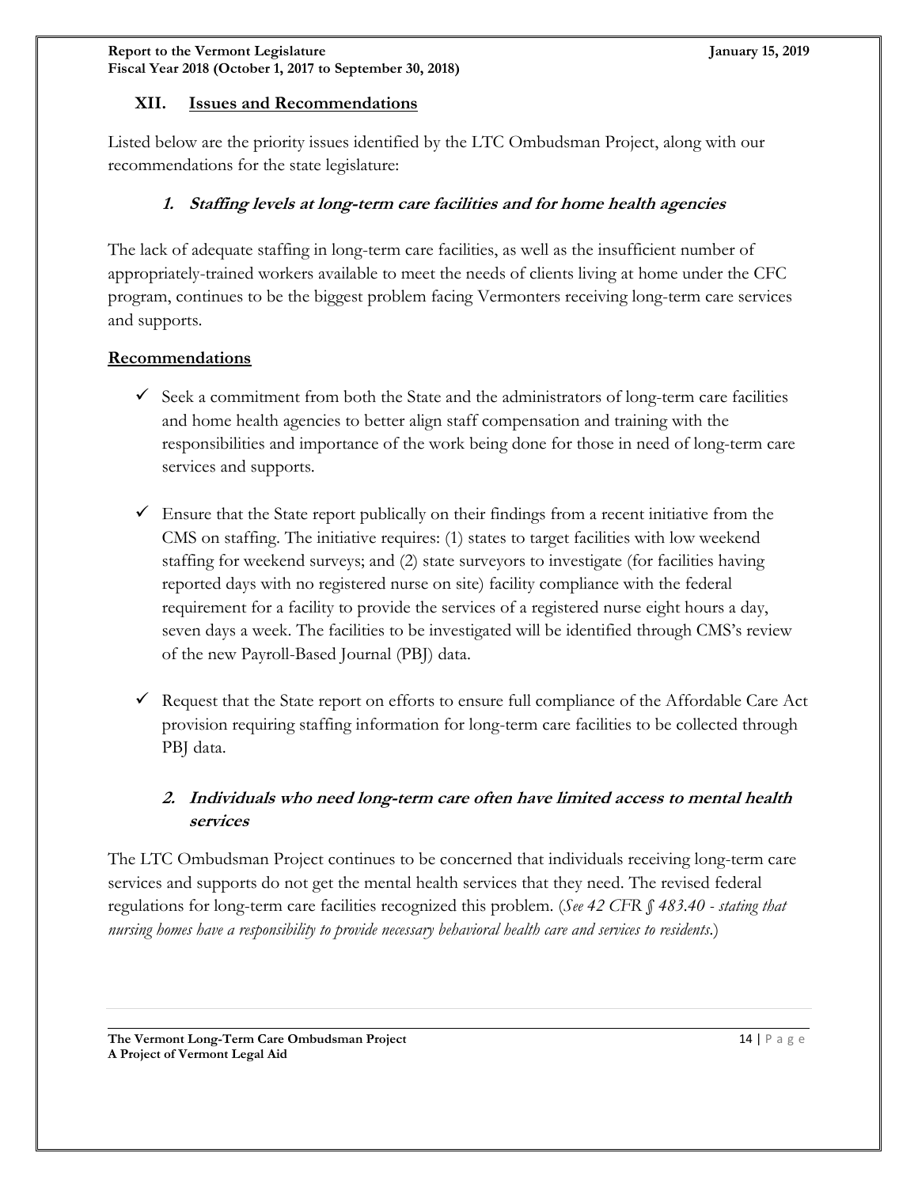## XII. Issues and Recommendations

Listed below are the priority issues identified by the LTC Ombudsman Project, along with our recommendations for the state legislature:

### 1. *Staffing levels at long-term care facilities and for home health agencies*

The lack of adequate staffing in long-term care facilities, as well as the insufficient number of appropriately-trained workers available to meet the needs of clients living at home under the CFC program, continues to be the biggest problem facing Vermonters receiving long-term care services and supports.

**Recommendations**

- ✓ Seek a commitment from both the State and the administrators of long-term care facilities and home health agencies to better align staff compensation and training with the responsibilities and importance of the work being done for those in need of long-term care services and supports.

- ✓ Ensure that the State report publically on their findings from a recent initiative from the CMS on staffing. The initiative requires: (1) states to target facilities with low weekend staffing for weekend surveys; and (2) state surveyors to investigate (for facilities having reported days with no registered nurse on site) facility compliance with the federal requirement for a facility to provide the services of a registered nurse eight hours a day, seven days a week. The facilities to be investigated will be identified through CMS's review of the new Payroll-Based Journal (PBJ) data.

- ✓ Request that the State report on efforts to ensure full compliance of the Affordable Care Act provision requiring staffing information for long-term care facilities to be collected through PBJ data.

### 2. *Individuals who need long-term care often have limited access to mental health services*

The LTC Ombudsman Project continues to be concerned that individuals receiving long-term care services and supports do not get the mental health services that they need. The revised federal regulations for long-term care facilities recognized this problem. (*See 42 CFR § 483.40 - stating that nursing homes have a responsibility to provide necessary behavioral health care and services to residents*.)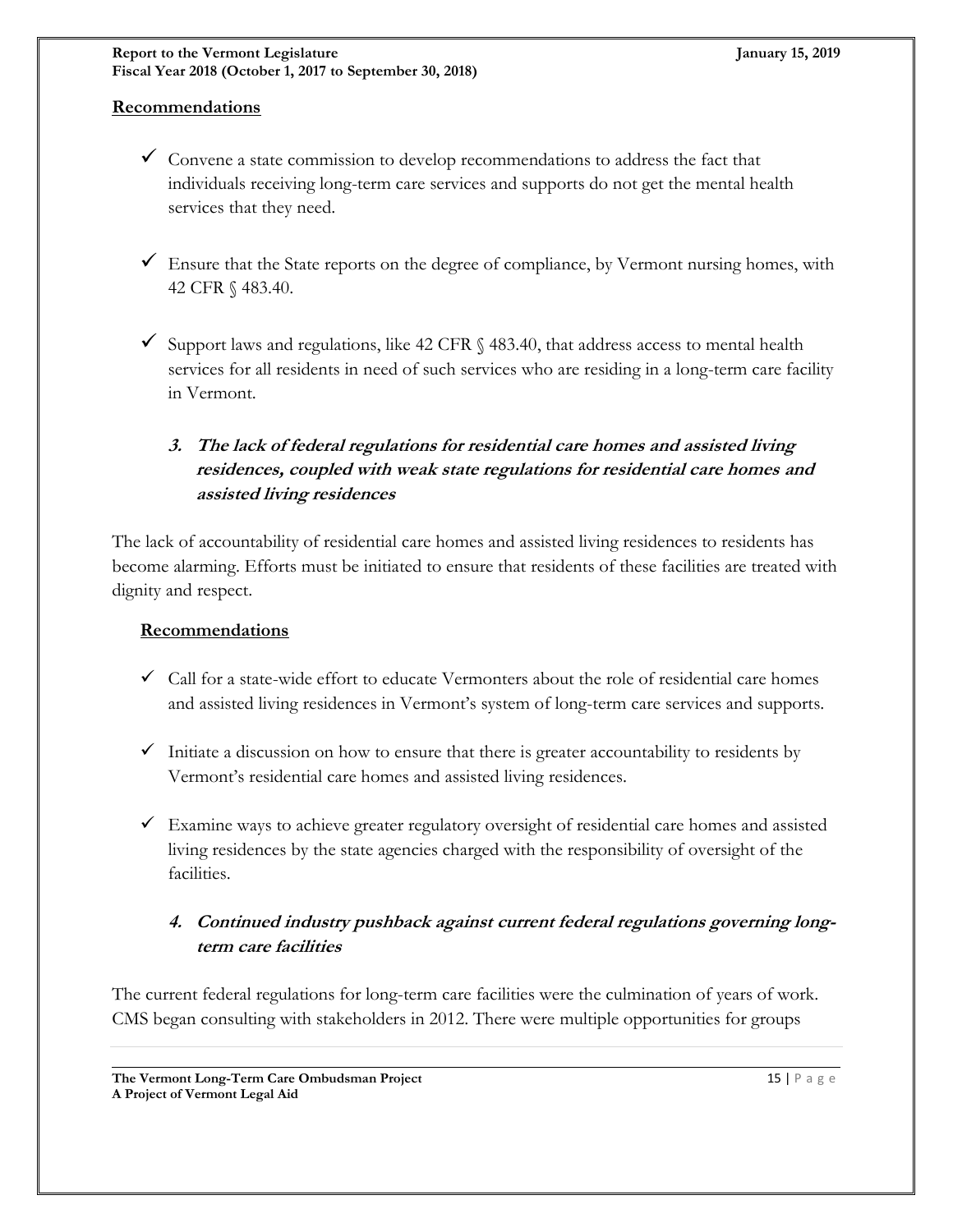### Recommendations

- ✓ Convene a state commission to develop recommendations to address the fact that individuals receiving long-term care services and supports do not get the mental health services that they need.
- ✓ Ensure that the State reports on the degree of compliance, by Vermont nursing homes, with 42 CFR § 483.40.
- ✓ Support laws and regulations, like 42 CFR § 483.40, that address access to mental health services for all residents in need of such services who are residing in a long-term care facility in Vermont.

### *3. The lack of federal regulations for residential care homes and assisted living residences, coupled with weak state regulations for residential care homes and assisted living residences*

The lack of accountability of residential care homes and assisted living residences to residents has become alarming. Efforts must be initiated to ensure that residents of these facilities are treated with dignity and respect.

### Recommendations

- ✓ Call for a state-wide effort to educate Vermonters about the role of residential care homes and assisted living residences in Vermont's system of long-term care services and supports.
- ✓ Initiate a discussion on how to ensure that there is greater accountability to residents by Vermont's residential care homes and assisted living residences.
- ✓ Examine ways to achieve greater regulatory oversight of residential care homes and assisted living residences by the state agencies charged with the responsibility of oversight of the facilities.

### *4. Continued industry pushback against current federal regulations governing long-term care facilities*

The current federal regulations for long-term care facilities were the culmination of years of work. CMS began consulting with stakeholders in 2012. There were multiple opportunities for groups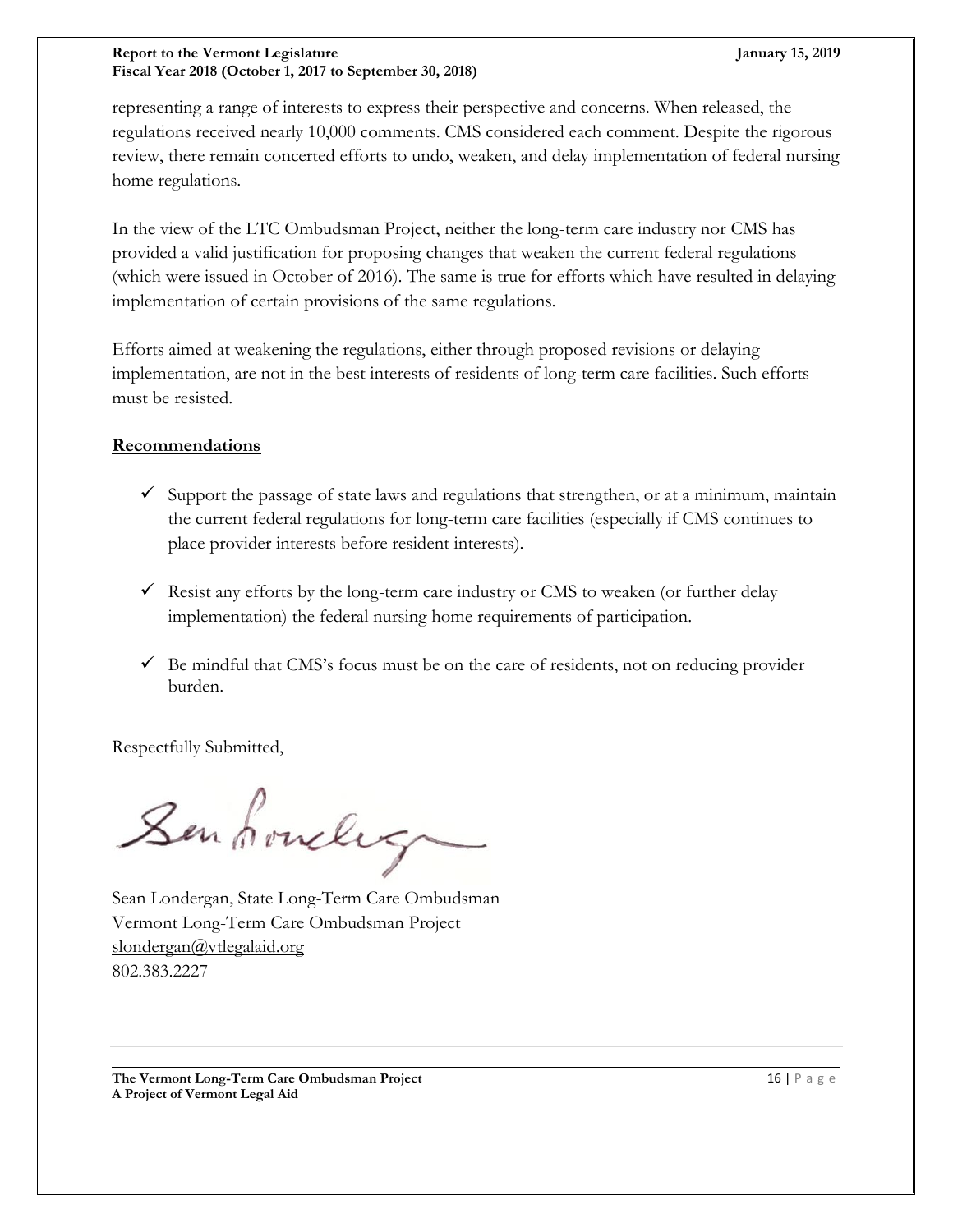representing a range of interests to express their perspective and concerns. When released, the regulations received nearly 10,000 comments. CMS considered each comment. Despite the rigorous review, there remain concerted efforts to undo, weaken, and delay implementation of federal nursing home regulations.

In the view of the LTC Ombudsman Project, neither the long-term care industry nor CMS has provided a valid justification for proposing changes that weaken the current federal regulations (which were issued in October of 2016). The same is true for efforts which have resulted in delaying implementation of certain provisions of the same regulations.

Efforts aimed at weakening the regulations, either through proposed revisions or delaying implementation, are not in the best interests of residents of long-term care facilities. Such efforts must be resisted.

## Recommendations

- ✓ Support the passage of state laws and regulations that strengthen, or at a minimum, maintain the current federal regulations for long-term care facilities (especially if CMS continues to place provider interests before resident interests).
- ✓ Resist any efforts by the long-term care industry or CMS to weaken (or further delay implementation) the federal nursing home requirements of participation.
- ✓ Be mindful that CMS's focus must be on the care of residents, not on reducing provider burden.

Respectfully Submitted,

Sean Londergan, State Long-Term Care Ombudsman
Vermont Long-Term Care Ombudsman Project
slondergan@vtlegalaid.org
802.383.2227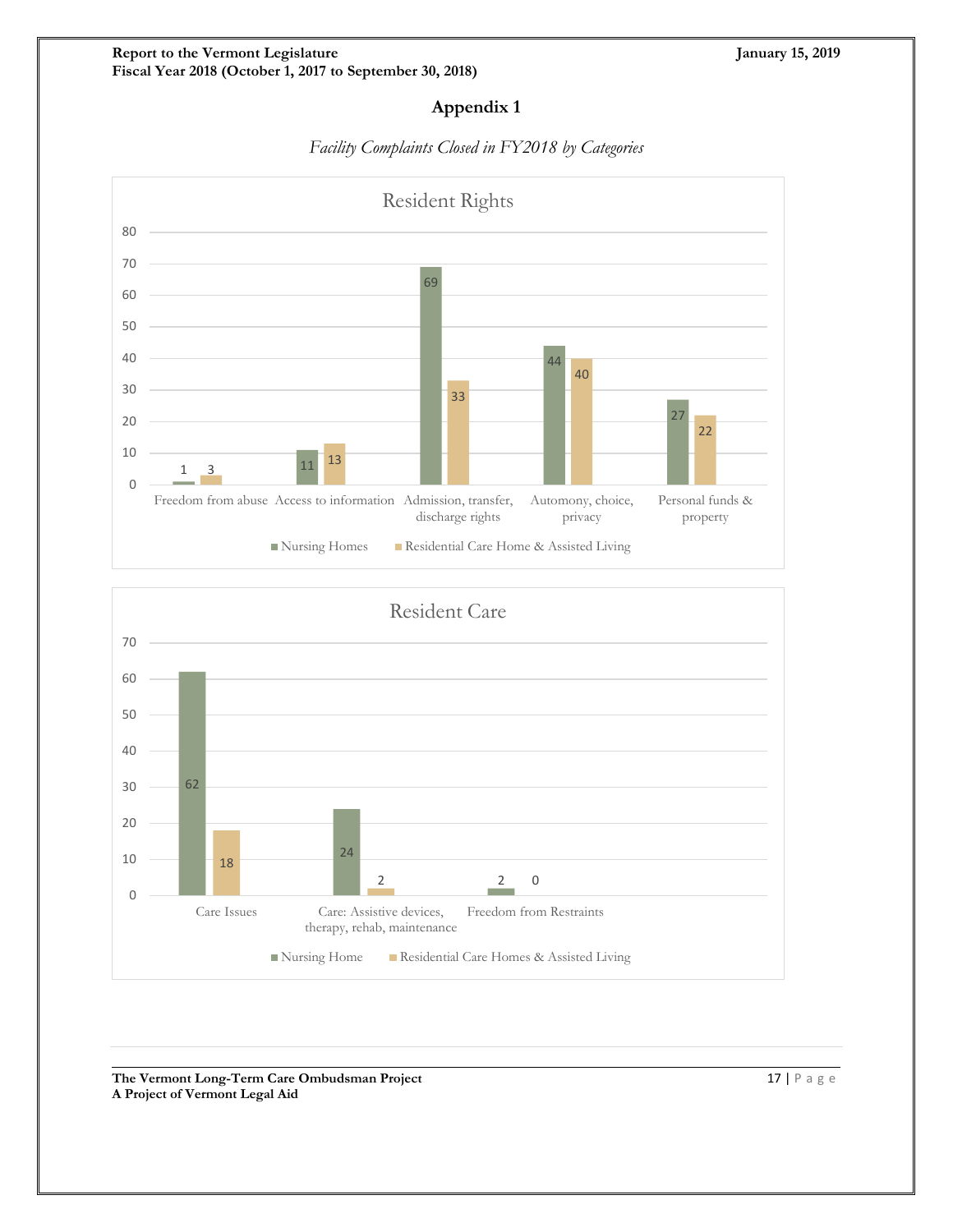# Appendix 1

*Facility Complaints Closed in FY2018 by Categories*

**Resident Rights**

| Category | Nursing Homes | Residential Care Home & Assisted Living |
|---|---|---|
| Freedom from abuse | 1 | 3 |
| Access to information | 11 | 13 |
| Admission, transfer, discharge rights | 69 | 33 |
| Automony, choice, privacy | 44 | 40 |
| Personal funds & property | 27 | 22 |

**Resident Care**

| Category | Nursing Home | Residential Care Homes & Assisted Living |
|---|---|---|
| Care Issues | 62 | 18 |
| Care: Assistive devices, therapy, rehab, maintenance | 24 | 2 |
| Freedom from Restraints | 2 | 0 |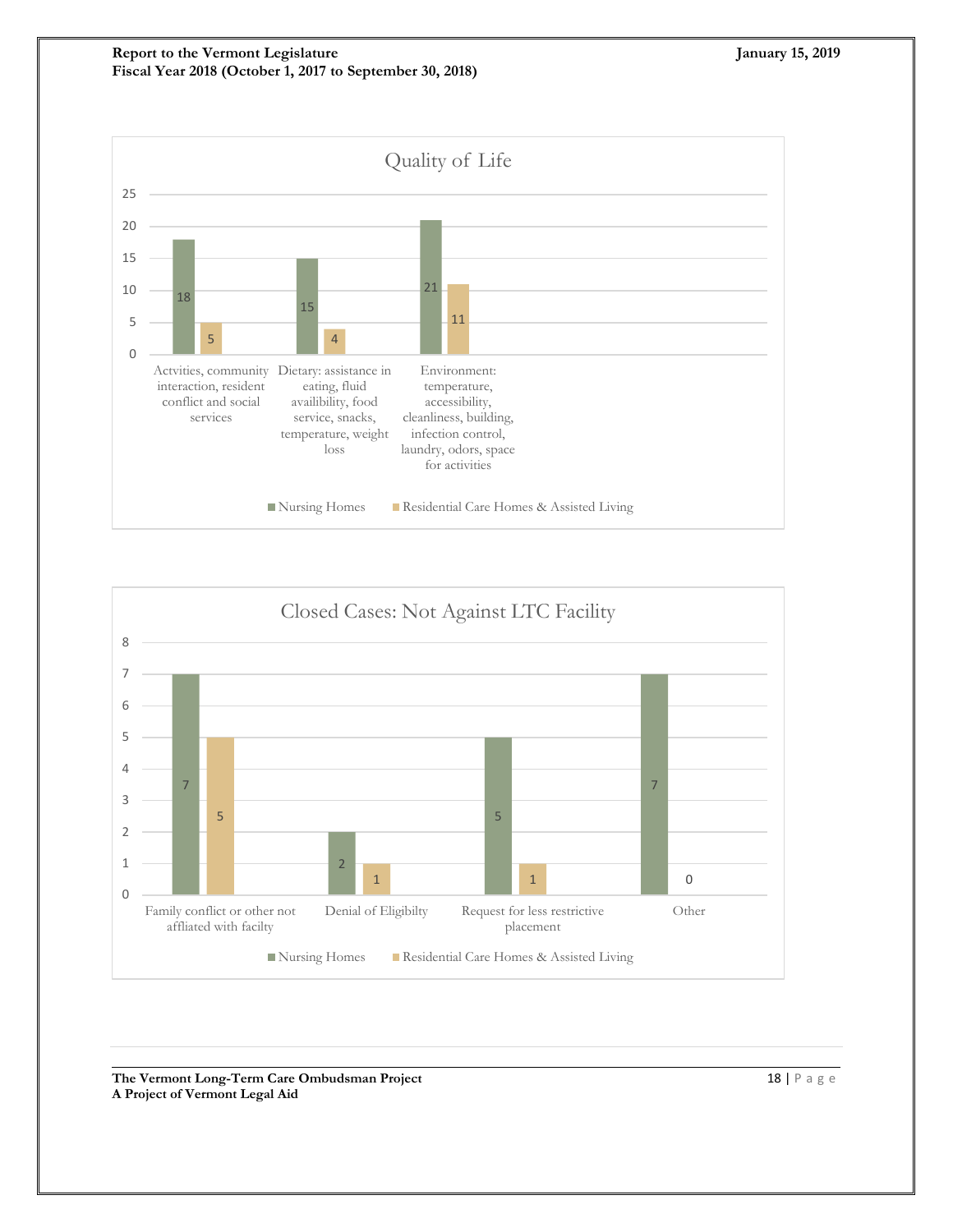## Quality of Life

| Category | Nursing Homes | Residential Care Homes & Assisted Living |
|---|---|---|
| Actvities, community interaction, resident conflict and social services | 18 | 5 |
| Dietary: assistance in eating, fluid availibility, food service, snacks, temperature, weight loss | 15 | 4 |
| Environment: temperature, accessibility, cleanliness, building, infection control, laundry, odors, space for activities | 21 | 11 |

## Closed Cases: Not Against LTC Facility

| Category | Nursing Homes | Residential Care Homes & Assisted Living |
|---|---|---|
| Family conflict or other not affliated with facilty | 7 | 5 |
| Denial of Eligibilty | 2 | 1 |
| Request for less restrictive placement | 5 | 1 |
| Other | 7 | 0 |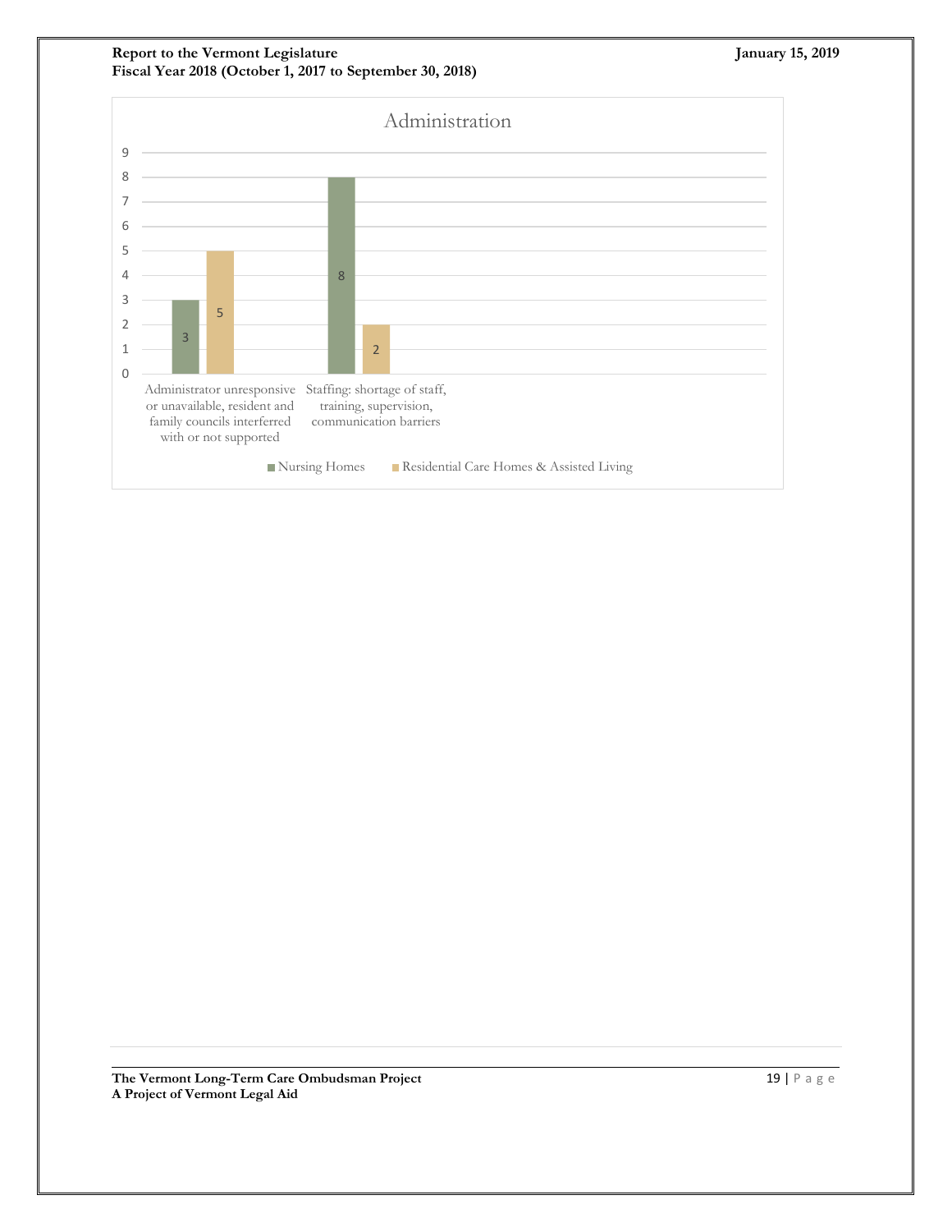### Administration

| Category | Nursing Homes | Residential Care Homes & Assisted Living |
| --- | --- | --- |
| Administrator unresponsive or unavailable, resident and family councils interferred with or not supported | 3 | 5 |
| Staffing: shortage of staff, training, supervision, communication barriers | 8 | 2 |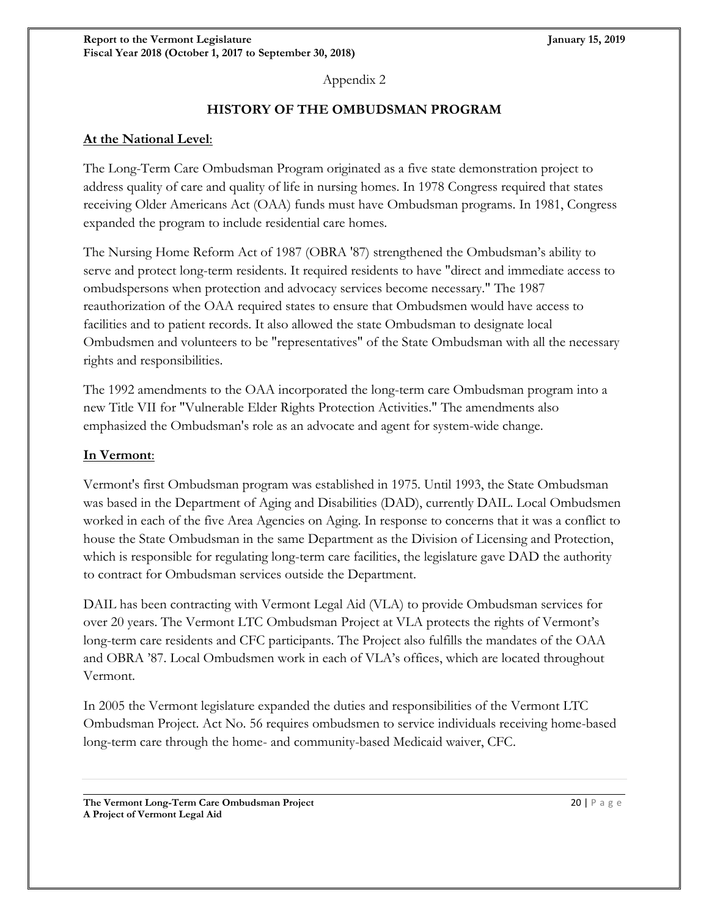Appendix 2

## HISTORY OF THE OMBUDSMAN PROGRAM

### At the National Level:

The Long-Term Care Ombudsman Program originated as a five state demonstration project to address quality of care and quality of life in nursing homes. In 1978 Congress required that states receiving Older Americans Act (OAA) funds must have Ombudsman programs. In 1981, Congress expanded the program to include residential care homes.

The Nursing Home Reform Act of 1987 (OBRA '87) strengthened the Ombudsman's ability to serve and protect long-term residents. It required residents to have "direct and immediate access to ombudspersons when protection and advocacy services become necessary." The 1987 reauthorization of the OAA required states to ensure that Ombudsmen would have access to facilities and to patient records. It also allowed the state Ombudsman to designate local Ombudsmen and volunteers to be "representatives" of the State Ombudsman with all the necessary rights and responsibilities.

The 1992 amendments to the OAA incorporated the long-term care Ombudsman program into a new Title VII for "Vulnerable Elder Rights Protection Activities." The amendments also emphasized the Ombudsman's role as an advocate and agent for system-wide change.

### In Vermont:

Vermont's first Ombudsman program was established in 1975. Until 1993, the State Ombudsman was based in the Department of Aging and Disabilities (DAD), currently DAIL. Local Ombudsmen worked in each of the five Area Agencies on Aging. In response to concerns that it was a conflict to house the State Ombudsman in the same Department as the Division of Licensing and Protection, which is responsible for regulating long-term care facilities, the legislature gave DAD the authority to contract for Ombudsman services outside the Department.

DAIL has been contracting with Vermont Legal Aid (VLA) to provide Ombudsman services for over 20 years. The Vermont LTC Ombudsman Project at VLA protects the rights of Vermont's long-term care residents and CFC participants. The Project also fulfills the mandates of the OAA and OBRA '87. Local Ombudsmen work in each of VLA's offices, which are located throughout Vermont.

In 2005 the Vermont legislature expanded the duties and responsibilities of the Vermont LTC Ombudsman Project. Act No. 56 requires ombudsmen to service individuals receiving home-based long-term care through the home- and community-based Medicaid waiver, CFC.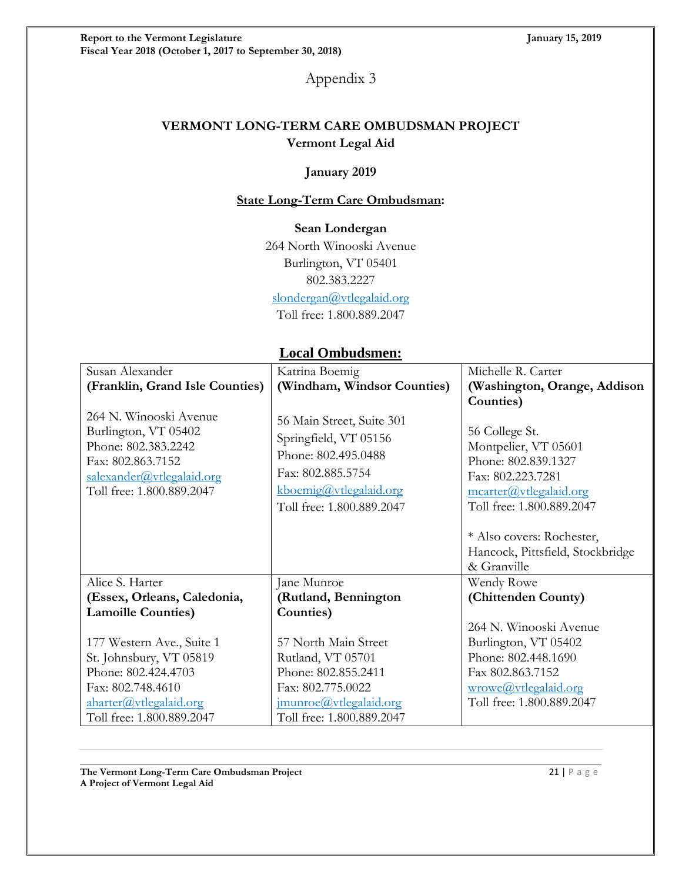# Appendix 3

## VERMONT LONG-TERM CARE OMBUDSMAN PROJECT

**Vermont Legal Aid**

**January 2019**

**State Long-Term Care Ombudsman:**

**Sean Londergan**
264 North Winooski Avenue
Burlington, VT 05401
802.383.2227
slondergan@vtlegalaid.org
Toll free: 1.800.889.2047

## Local Ombudsmen:

| Susan Alexander<br>**(Franklin, Grand Isle Counties)**<br><br>264 N. Winooski Avenue<br>Burlington, VT 05402<br>Phone: 802.383.2242<br>Fax: 802.863.7152<br>salexander@vtlegalaid.org<br>Toll free: 1.800.889.2047 | Katrina Boemig<br>**(Windham, Windsor Counties)**<br><br>56 Main Street, Suite 301<br>Springfield, VT 05156<br>Phone: 802.495.0488<br>Fax: 802.885.5754<br>kboemig@vtlegalaid.org<br>Toll free: 1.800.889.2047 | Michelle R. Carter<br>**(Washington, Orange, Addison Counties)**<br><br>56 College St.<br>Montpelier, VT 05601<br>Phone: 802.839.1327<br>Fax: 802.223.7281<br>mcarter@vtlegalaid.org<br>Toll free: 1.800.889.2047<br><br>* Also covers: Rochester, Hancock, Pittsfield, Stockbridge & Granville |
|---|---|---|
| Alice S. Harter<br>**(Essex, Orleans, Caledonia, Lamoille Counties)**<br><br>177 Western Ave., Suite 1<br>St. Johnsbury, VT 05819<br>Phone: 802.424.4703<br>Fax: 802.748.4610<br>aharter@vtlegalaid.org<br>Toll free: 1.800.889.2047 | Jane Munroe<br>**(Rutland, Bennington Counties)**<br><br>57 North Main Street<br>Rutland, VT 05701<br>Phone: 802.855.2411<br>Fax: 802.775.0022<br>jmunroe@vtlegalaid.org<br>Toll free: 1.800.889.2047 | Wendy Rowe<br>**(Chittenden County)**<br><br>264 N. Winooski Avenue<br>Burlington, VT 05402<br>Phone: 802.448.1690<br>Fax 802.863.7152<br>wrowe@vtlegalaid.org<br>Toll free: 1.800.889.2047 |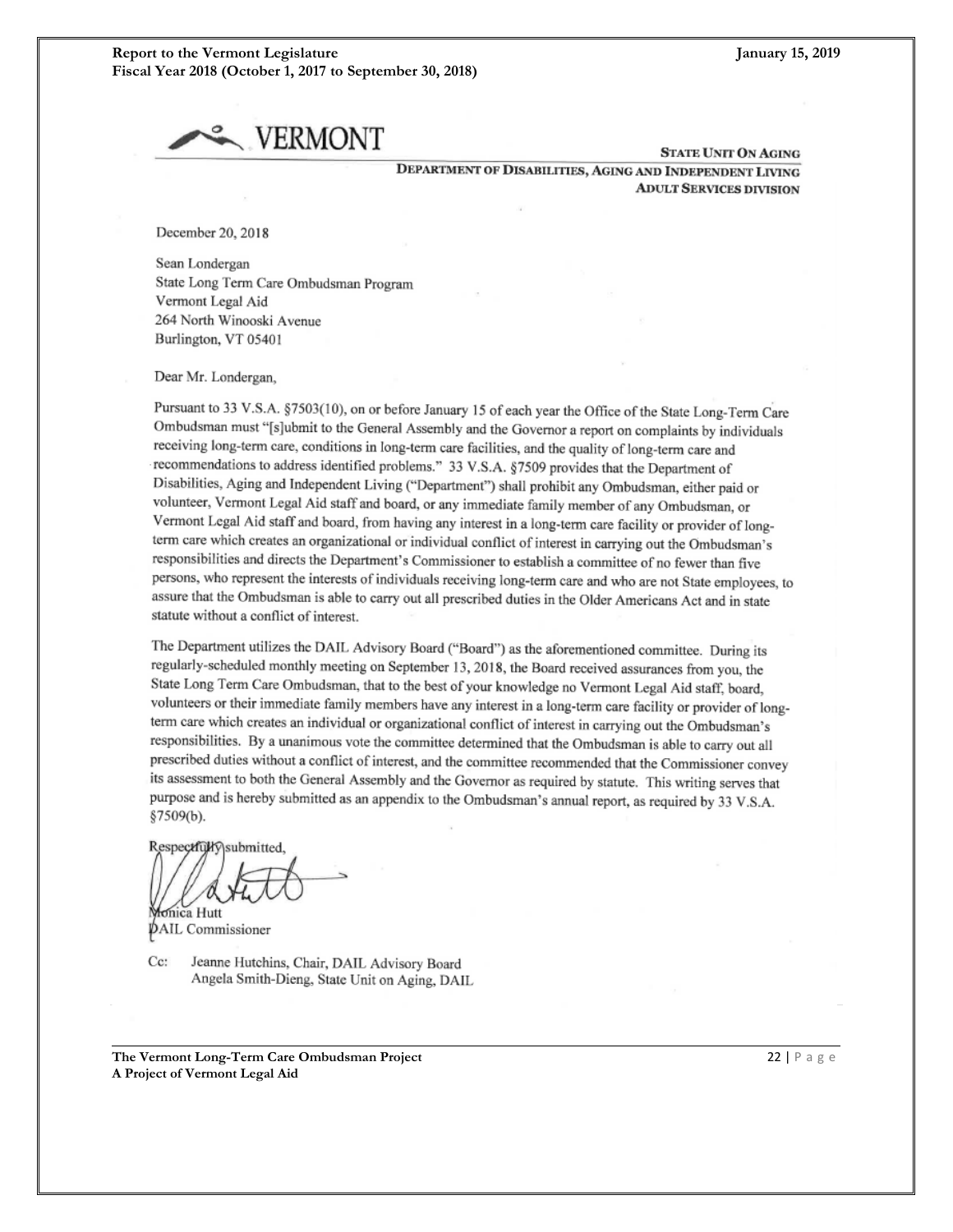VERMONT

**STATE UNIT ON AGING**
**DEPARTMENT OF DISABILITIES, AGING AND INDEPENDENT LIVING**
**ADULT SERVICES DIVISION**

December 20, 2018

Sean Londergan
State Long Term Care Ombudsman Program
Vermont Legal Aid
264 North Winooski Avenue
Burlington, VT 05401

Dear Mr. Londergan,

Pursuant to 33 V.S.A. §7503(10), on or before January 15 of each year the Office of the State Long-Term Care Ombudsman must "[s]ubmit to the General Assembly and the Governor a report on complaints by individuals receiving long-term care, conditions in long-term care facilities, and the quality of long-term care and recommendations to address identified problems." 33 V.S.A. §7509 provides that the Department of Disabilities, Aging and Independent Living ("Department") shall prohibit any Ombudsman, either paid or volunteer, Vermont Legal Aid staff and board, or any immediate family member of any Ombudsman, or Vermont Legal Aid staff and board, from having any interest in a long-term care facility or provider of long-term care which creates an organizational or individual conflict of interest in carrying out the Ombudsman's responsibilities and directs the Department's Commissioner to establish a committee of no fewer than five persons, who represent the interests of individuals receiving long-term care and who are not State employees, to assure that the Ombudsman is able to carry out all prescribed duties in the Older Americans Act and in state statute without a conflict of interest.

The Department utilizes the DAIL Advisory Board ("Board") as the aforementioned committee. During its regularly-scheduled monthly meeting on September 13, 2018, the Board received assurances from you, the State Long Term Care Ombudsman, that to the best of your knowledge no Vermont Legal Aid staff, board, volunteers or their immediate family members have any interest in a long-term care facility or provider of long-term care which creates an individual or organizational conflict of interest in carrying out the Ombudsman's responsibilities. By a unanimous vote the committee determined that the Ombudsman is able to carry out all prescribed duties without a conflict of interest, and the committee recommended that the Commissioner convey its assessment to both the General Assembly and the Governor as required by statute. This writing serves that purpose and is hereby submitted as an appendix to the Ombudsman's annual report, as required by 33 V.S.A. §7509(b).

Respectfully submitted,

Monica Hutt
DAIL Commissioner

Cc: Jeanne Hutchins, Chair, DAIL Advisory Board
Angela Smith-Dieng, State Unit on Aging, DAIL